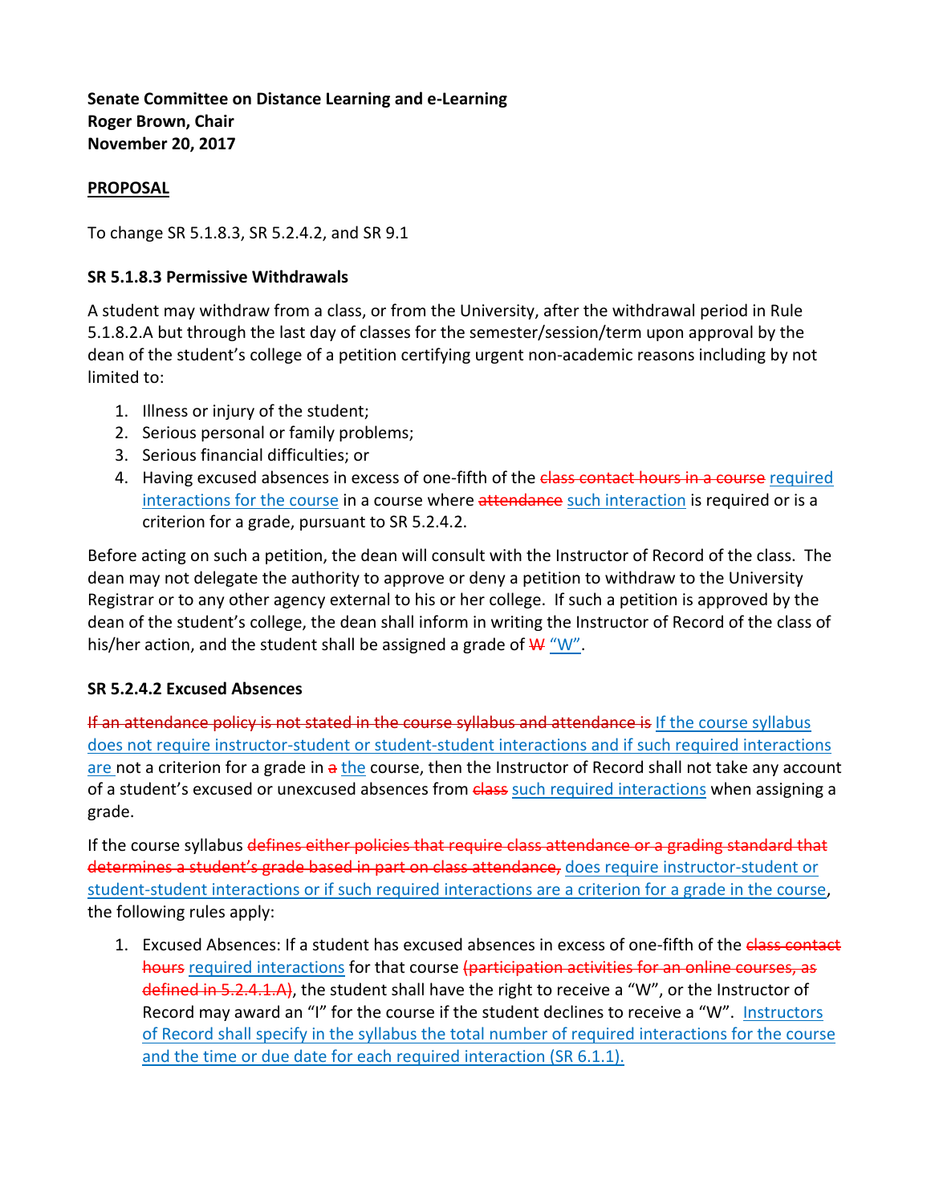**Senate Committee on Distance Learning and e-Learning**
**Roger Brown, Chair**
**November 20, 2017**

**<u>PROPOSAL</u>**

To change SR 5.1.8.3, SR 5.2.4.2, and SR 9.1

**SR 5.1.8.3 Permissive Withdrawals**

A student may withdraw from a class, or from the University, after the withdrawal period in Rule 5.1.8.2.A but through the last day of classes for the semester/session/term upon approval by the dean of the student's college of a petition certifying urgent non-academic reasons including by not limited to:

1. Illness or injury of the student;
2. Serious personal or family problems;
3. Serious financial difficulties; or
4. Having excused absences in excess of one-fifth of the ~~class contact hours in a course~~ <u>required interactions for the course</u> in a course where ~~attendance~~ <u>such interaction</u> is required or is a criterion for a grade, pursuant to SR 5.2.4.2.

Before acting on such a petition, the dean will consult with the Instructor of Record of the class. The dean may not delegate the authority to approve or deny a petition to withdraw to the University Registrar or to any other agency external to his or her college. If such a petition is approved by the dean of the student's college, the dean shall inform in writing the Instructor of Record of the class of his/her action, and the student shall be assigned a grade of ~~W~~ <u>"W"</u>.

**SR 5.2.4.2 Excused Absences**

~~If an attendance policy is not stated in the course syllabus and attendance is~~ <u>If the course syllabus does not require instructor-student or student-student interactions and if such required interactions are</u> not a criterion for a grade in ~~a~~ <u>the</u> course, then the Instructor of Record shall not take any account of a student's excused or unexcused absences from ~~class~~ <u>such required interactions</u> when assigning a grade.

If the course syllabus ~~defines either policies that require class attendance or a grading standard that determines a student's grade based in part on class attendance,~~ <u>does require instructor-student or student-student interactions or if such required interactions are a criterion for a grade in the course</u>, the following rules apply:

1. Excused Absences: If a student has excused absences in excess of one-fifth of the ~~class contact hours~~ <u>required interactions</u> for that course ~~(participation activities for an online courses, as defined in 5.2.4.1.A)~~, the student shall have the right to receive a "W", or the Instructor of Record may award an "I" for the course if the student declines to receive a "W". <u>Instructors of Record shall specify in the syllabus the total number of required interactions for the course and the time or due date for each required interaction (SR 6.1.1).</u>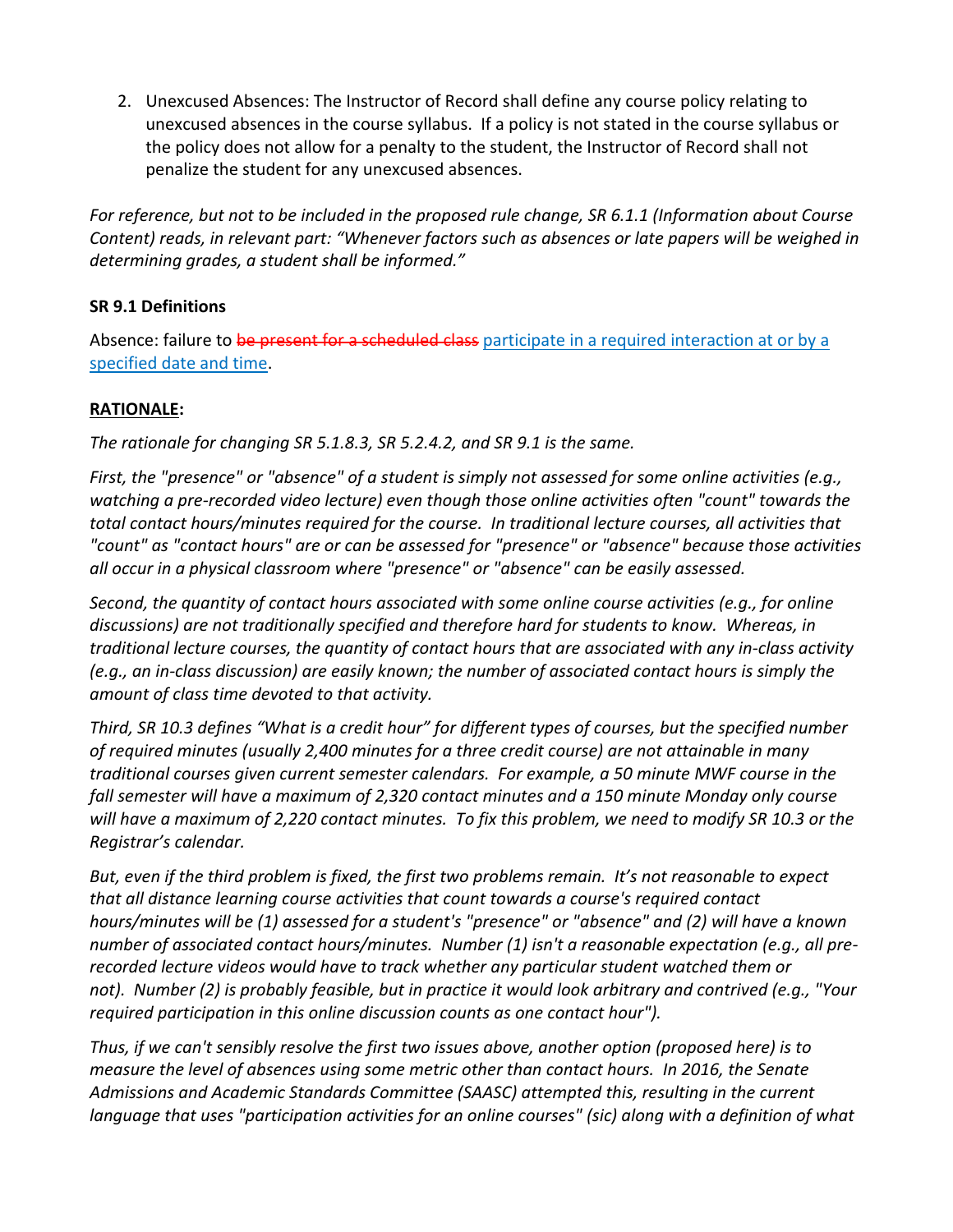2. Unexcused Absences: The Instructor of Record shall define any course policy relating to unexcused absences in the course syllabus. If a policy is not stated in the course syllabus or the policy does not allow for a penalty to the student, the Instructor of Record shall not penalize the student for any unexcused absences.

*For reference, but not to be included in the proposed rule change, SR 6.1.1 (Information about Course Content) reads, in relevant part: "Whenever factors such as absences or late papers will be weighed in determining grades, a student shall be informed."*

**SR 9.1 Definitions**

Absence: failure to ~~be present for a scheduled class~~ <u>participate in a required interaction at or by a specified date and time</u>.

<u>**RATIONALE**</u>**:**

*The rationale for changing SR 5.1.8.3, SR 5.2.4.2, and SR 9.1 is the same.*

*First, the "presence" or "absence" of a student is simply not assessed for some online activities (e.g., watching a pre-recorded video lecture) even though those online activities often "count" towards the total contact hours/minutes required for the course. In traditional lecture courses, all activities that "count" as "contact hours" are or can be assessed for "presence" or "absence" because those activities all occur in a physical classroom where "presence" or "absence" can be easily assessed.*

*Second, the quantity of contact hours associated with some online course activities (e.g., for online discussions) are not traditionally specified and therefore hard for students to know. Whereas, in traditional lecture courses, the quantity of contact hours that are associated with any in-class activity (e.g., an in-class discussion) are easily known; the number of associated contact hours is simply the amount of class time devoted to that activity.*

*Third, SR 10.3 defines "What is a credit hour" for different types of courses, but the specified number of required minutes (usually 2,400 minutes for a three credit course) are not attainable in many traditional courses given current semester calendars. For example, a 50 minute MWF course in the fall semester will have a maximum of 2,320 contact minutes and a 150 minute Monday only course will have a maximum of 2,220 contact minutes. To fix this problem, we need to modify SR 10.3 or the Registrar's calendar.*

*But, even if the third problem is fixed, the first two problems remain. It's not reasonable to expect that all distance learning course activities that count towards a course's required contact hours/minutes will be (1) assessed for a student's "presence" or "absence" and (2) will have a known number of associated contact hours/minutes. Number (1) isn't a reasonable expectation (e.g., all pre-recorded lecture videos would have to track whether any particular student watched them or not). Number (2) is probably feasible, but in practice it would look arbitrary and contrived (e.g., "Your required participation in this online discussion counts as one contact hour").*

*Thus, if we can't sensibly resolve the first two issues above, another option (proposed here) is to measure the level of absences using some metric other than contact hours. In 2016, the Senate Admissions and Academic Standards Committee (SAASC) attempted this, resulting in the current language that uses "participation activities for an online courses" (sic) along with a definition of what*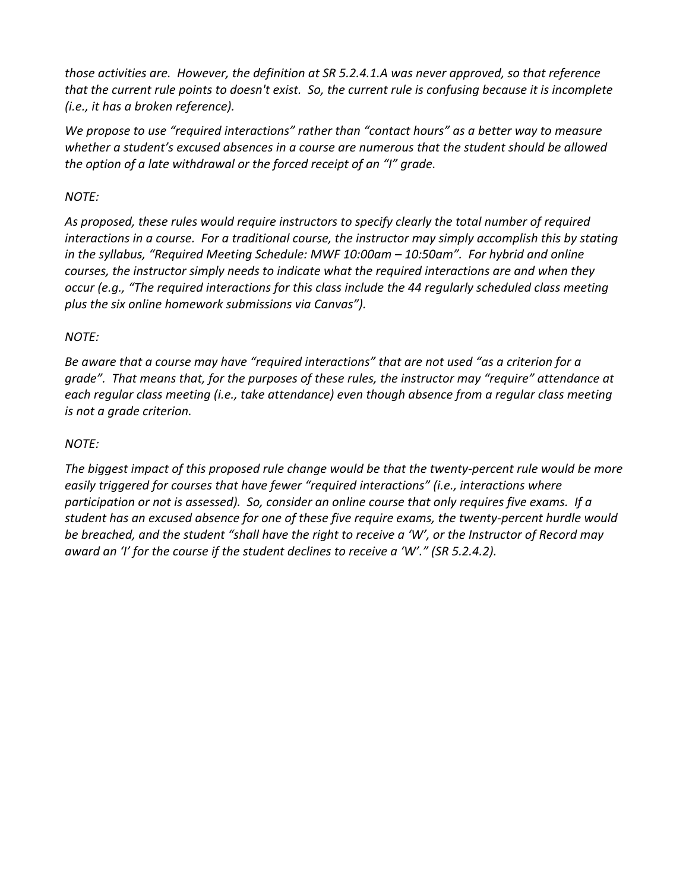*those activities are. However, the definition at SR 5.2.4.1.A was never approved, so that reference that the current rule points to doesn't exist. So, the current rule is confusing because it is incomplete (i.e., it has a broken reference).*

*We propose to use "required interactions" rather than "contact hours" as a better way to measure whether a student's excused absences in a course are numerous that the student should be allowed the option of a late withdrawal or the forced receipt of an "I" grade.*

*NOTE:*

*As proposed, these rules would require instructors to specify clearly the total number of required interactions in a course. For a traditional course, the instructor may simply accomplish this by stating in the syllabus, "Required Meeting Schedule: MWF 10:00am – 10:50am". For hybrid and online courses, the instructor simply needs to indicate what the required interactions are and when they occur (e.g., "The required interactions for this class include the 44 regularly scheduled class meeting plus the six online homework submissions via Canvas").*

*NOTE:*

*Be aware that a course may have "required interactions" that are not used "as a criterion for a grade". That means that, for the purposes of these rules, the instructor may "require" attendance at each regular class meeting (i.e., take attendance) even though absence from a regular class meeting is not a grade criterion.*

*NOTE:*

*The biggest impact of this proposed rule change would be that the twenty-percent rule would be more easily triggered for courses that have fewer "required interactions" (i.e., interactions where participation or not is assessed). So, consider an online course that only requires five exams. If a student has an excused absence for one of these five require exams, the twenty-percent hurdle would be breached, and the student "shall have the right to receive a 'W', or the Instructor of Record may award an 'I' for the course if the student declines to receive a 'W'." (SR 5.2.4.2).*